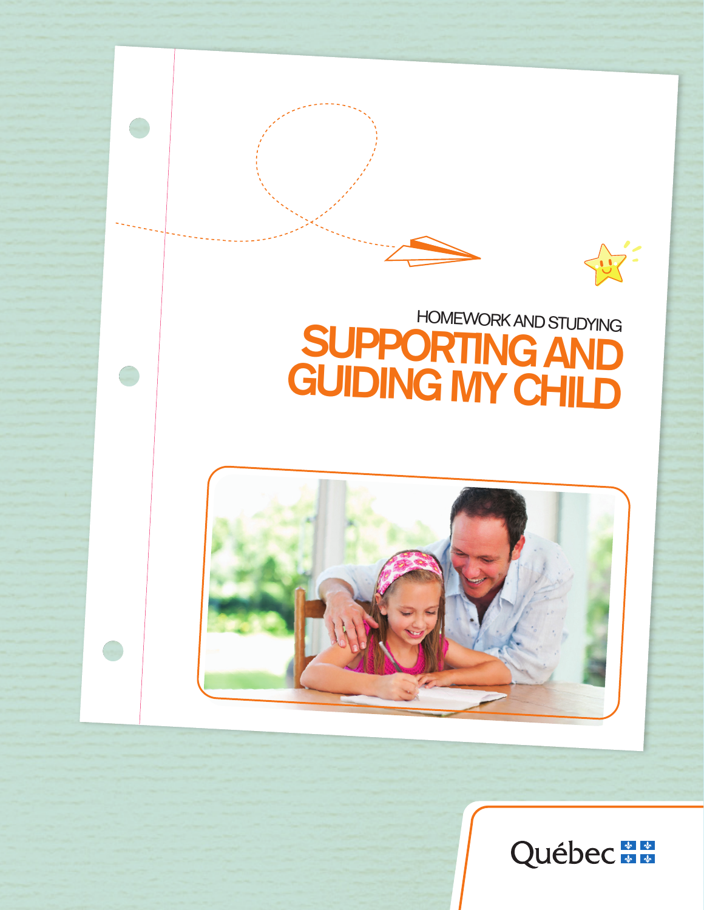HOMEWORK AND STUDYING

# SUPPORTING AND GUIDING MY CHILD

Québec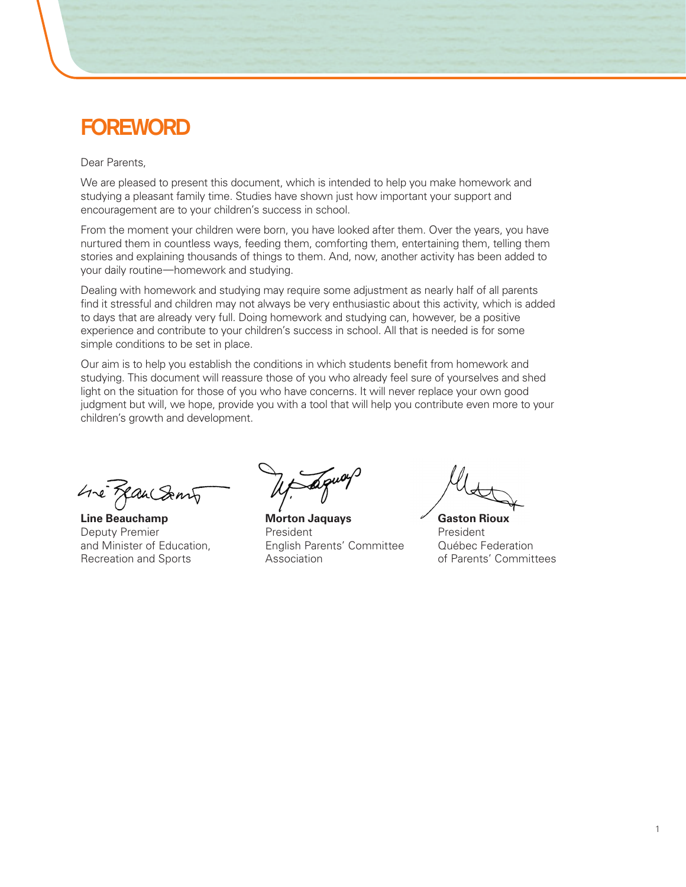# FOREWORD

Dear Parents,

We are pleased to present this document, which is intended to help you make homework and studying a pleasant family time. Studies have shown just how important your support and encouragement are to your children's success in school.

From the moment your children were born, you have looked after them. Over the years, you have nurtured them in countless ways, feeding them, comforting them, entertaining them, telling them stories and explaining thousands of things to them. And, now, another activity has been added to your daily routine—homework and studying.

Dealing with homework and studying may require some adjustment as nearly half of all parents find it stressful and children may not always be very enthusiastic about this activity, which is added to days that are already very full. Doing homework and studying can, however, be a positive experience and contribute to your children's success in school. All that is needed is for some simple conditions to be set in place.

Our aim is to help you establish the conditions in which students benefit from homework and studying. This document will reassure those of you who already feel sure of yourselves and shed light on the situation for those of you who have concerns. It will never replace your own good judgment but will, we hope, provide you with a tool that will help you contribute even more to your children's growth and development.

**Line Beauchamp**
Deputy Premier
and Minister of Education,
Recreation and Sports

**Morton Jaquays**
President
English Parents' Committee
Association

**Gaston Rioux**
President
Québec Federation
of Parents' Committees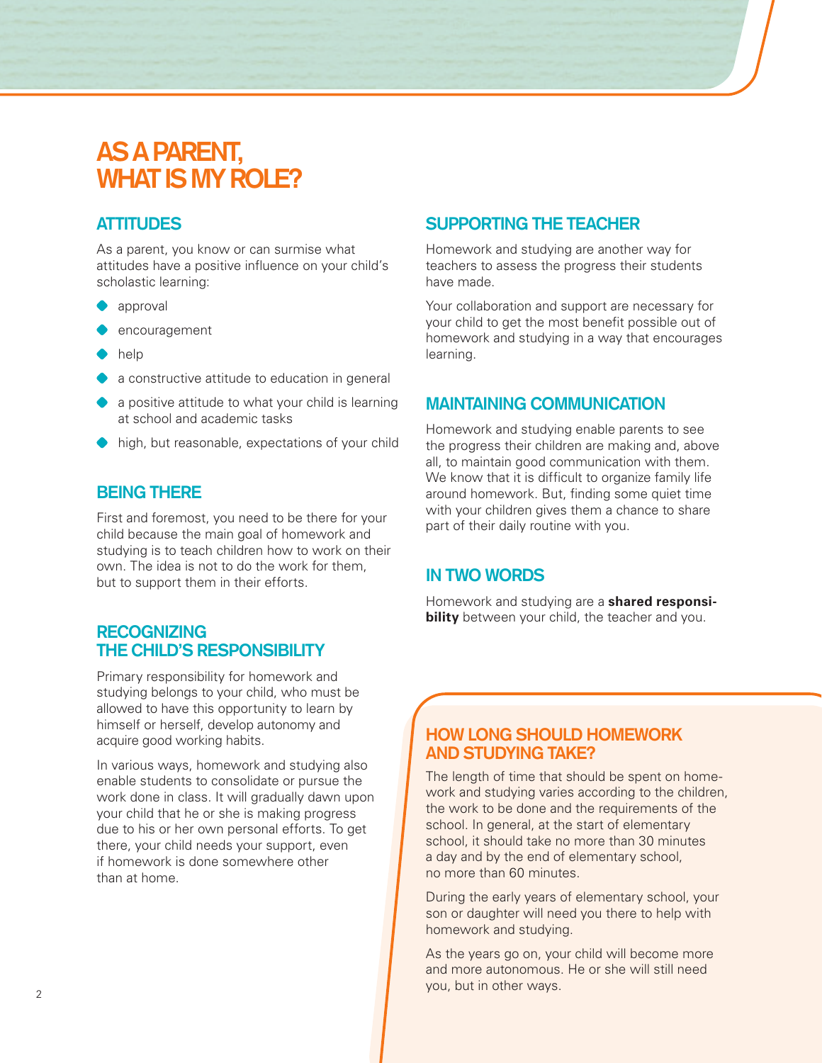# AS A PARENT, WHAT IS MY ROLE?

## ATTITUDES

As a parent, you know or can surmise what attitudes have a positive influence on your child's scholastic learning:

- approval
- encouragement
- help
- a constructive attitude to education in general
- a positive attitude to what your child is learning at school and academic tasks
- high, but reasonable, expectations of your child

## BEING THERE

First and foremost, you need to be there for your child because the main goal of homework and studying is to teach children how to work on their own. The idea is not to do the work for them, but to support them in their efforts.

## RECOGNIZING THE CHILD'S RESPONSIBILITY

Primary responsibility for homework and studying belongs to your child, who must be allowed to have this opportunity to learn by himself or herself, develop autonomy and acquire good working habits.

In various ways, homework and studying also enable students to consolidate or pursue the work done in class. It will gradually dawn upon your child that he or she is making progress due to his or her own personal efforts. To get there, your child needs your support, even if homework is done somewhere other than at home.

## SUPPORTING THE TEACHER

Homework and studying are another way for teachers to assess the progress their students have made.

Your collaboration and support are necessary for your child to get the most benefit possible out of homework and studying in a way that encourages learning.

## MAINTAINING COMMUNICATION

Homework and studying enable parents to see the progress their children are making and, above all, to maintain good communication with them. We know that it is difficult to organize family life around homework. But, finding some quiet time with your children gives them a chance to share part of their daily routine with you.

## IN TWO WORDS

Homework and studying are a **shared responsibility** between your child, the teacher and you.

## HOW LONG SHOULD HOMEWORK AND STUDYING TAKE?

The length of time that should be spent on homework and studying varies according to the children, the work to be done and the requirements of the school. In general, at the start of elementary school, it should take no more than 30 minutes a day and by the end of elementary school, no more than 60 minutes.

During the early years of elementary school, your son or daughter will need you there to help with homework and studying.

As the years go on, your child will become more and more autonomous. He or she will still need you, but in other ways.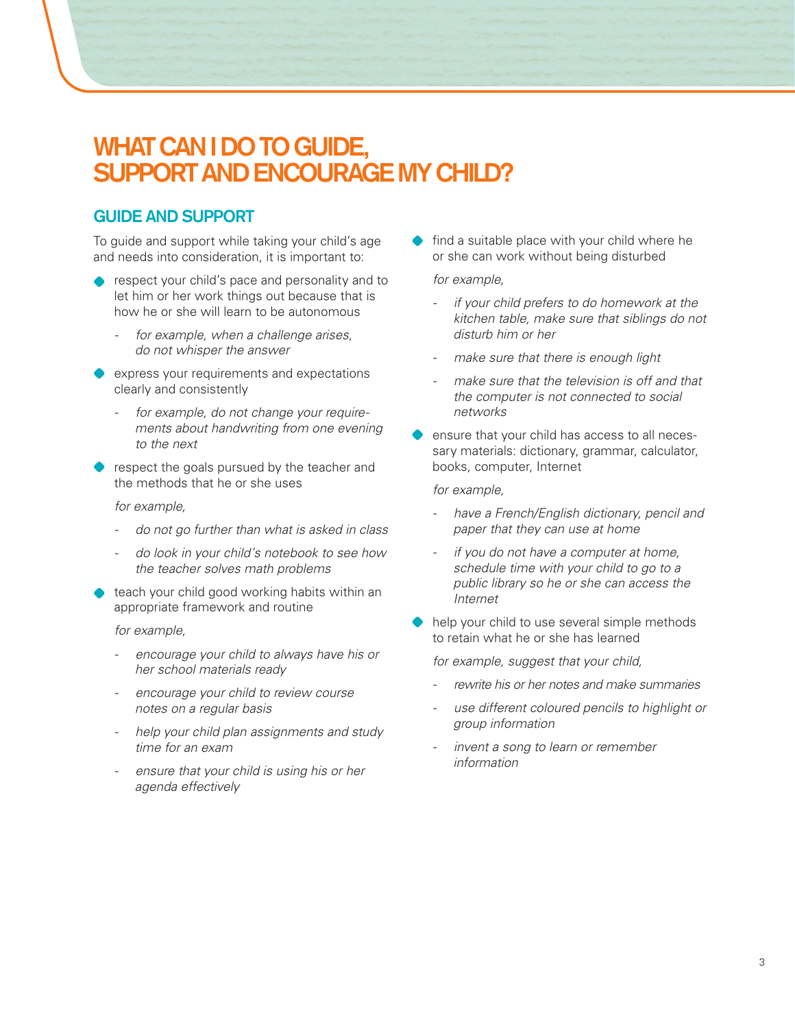# WHAT CAN I DO TO GUIDE, SUPPORT AND ENCOURAGE MY CHILD?

## GUIDE AND SUPPORT

To guide and support while taking your child's age and needs into consideration, it is important to:

- respect your child's pace and personality and to let him or her work things out because that is how he or she will learn to be autonomous
  - *for example, when a challenge arises, do not whisper the answer*
- express your requirements and expectations clearly and consistently
  - *for example, do not change your requirements about handwriting from one evening to the next*
- respect the goals pursued by the teacher and the methods that he or she uses

  *for example,*
  - *do not go further than what is asked in class*
  - *do look in your child's notebook to see how the teacher solves math problems*
- teach your child good working habits within an appropriate framework and routine

  *for example,*
  - *encourage your child to always have his or her school materials ready*
  - *encourage your child to review course notes on a regular basis*
  - *help your child plan assignments and study time for an exam*
  - *ensure that your child is using his or her agenda effectively*
- find a suitable place with your child where he or she can work without being disturbed

  *for example,*
  - *if your child prefers to do homework at the kitchen table, make sure that siblings do not disturb him or her*
  - *make sure that there is enough light*
  - *make sure that the television is off and that the computer is not connected to social networks*
- ensure that your child has access to all necessary materials: dictionary, grammar, calculator, books, computer, Internet

  *for example,*
  - *have a French/English dictionary, pencil and paper that they can use at home*
  - *if you do not have a computer at home, schedule time with your child to go to a public library so he or she can access the Internet*
- help your child to use several simple methods to retain what he or she has learned

  *for example, suggest that your child,*
  - *rewrite his or her notes and make summaries*
  - *use different coloured pencils to highlight or group information*
  - *invent a song to learn or remember information*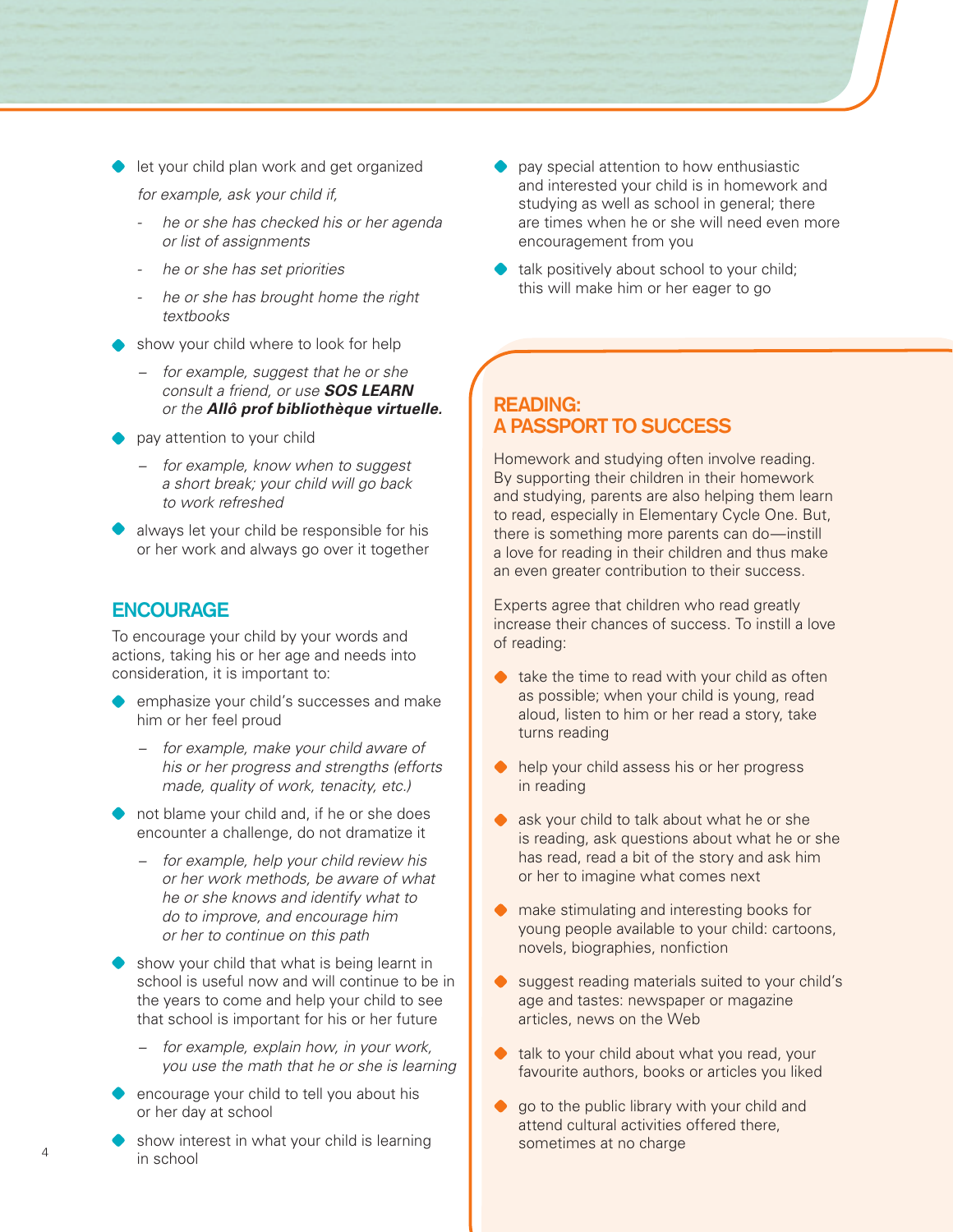- let your child plan work and get organized

  *for example, ask your child if,*

  - *he or she has checked his or her agenda or list of assignments*
  - *he or she has set priorities*
  - *he or she has brought home the right textbooks*

- show your child where to look for help

  - *for example, suggest that he or she consult a friend, or use* ***SOS LEARN*** *or the* ***Allô prof bibliothèque virtuelle.***

- pay attention to your child

  - *for example, know when to suggest a short break; your child will go back to work refreshed*

- always let your child be responsible for his or her work and always go over it together

## ENCOURAGE

To encourage your child by your words and actions, taking his or her age and needs into consideration, it is important to:

- emphasize your child's successes and make him or her feel proud

  - *for example, make your child aware of his or her progress and strengths (efforts made, quality of work, tenacity, etc.)*

- not blame your child and, if he or she does encounter a challenge, do not dramatize it

  - *for example, help your child review his or her work methods, be aware of what he or she knows and identify what to do to improve, and encourage him or her to continue on this path*

- show your child that what is being learnt in school is useful now and will continue to be in the years to come and help your child to see that school is important for his or her future

  - *for example, explain how, in your work, you use the math that he or she is learning*

- encourage your child to tell you about his or her day at school
- show interest in what your child is learning in school
- pay special attention to how enthusiastic and interested your child is in homework and studying as well as school in general; there are times when he or she will need even more encouragement from you
- talk positively about school to your child; this will make him or her eager to go

## READING: A PASSPORT TO SUCCESS

Homework and studying often involve reading. By supporting their children in their homework and studying, parents are also helping them learn to read, especially in Elementary Cycle One. But, there is something more parents can do—instill a love for reading in their children and thus make an even greater contribution to their success.

Experts agree that children who read greatly increase their chances of success. To instill a love of reading:

- take the time to read with your child as often as possible; when your child is young, read aloud, listen to him or her read a story, take turns reading
- help your child assess his or her progress in reading
- ask your child to talk about what he or she is reading, ask questions about what he or she has read, read a bit of the story and ask him or her to imagine what comes next
- make stimulating and interesting books for young people available to your child: cartoons, novels, biographies, nonfiction
- suggest reading materials suited to your child's age and tastes: newspaper or magazine articles, news on the Web
- talk to your child about what you read, your favourite authors, books or articles you liked
- go to the public library with your child and attend cultural activities offered there, sometimes at no charge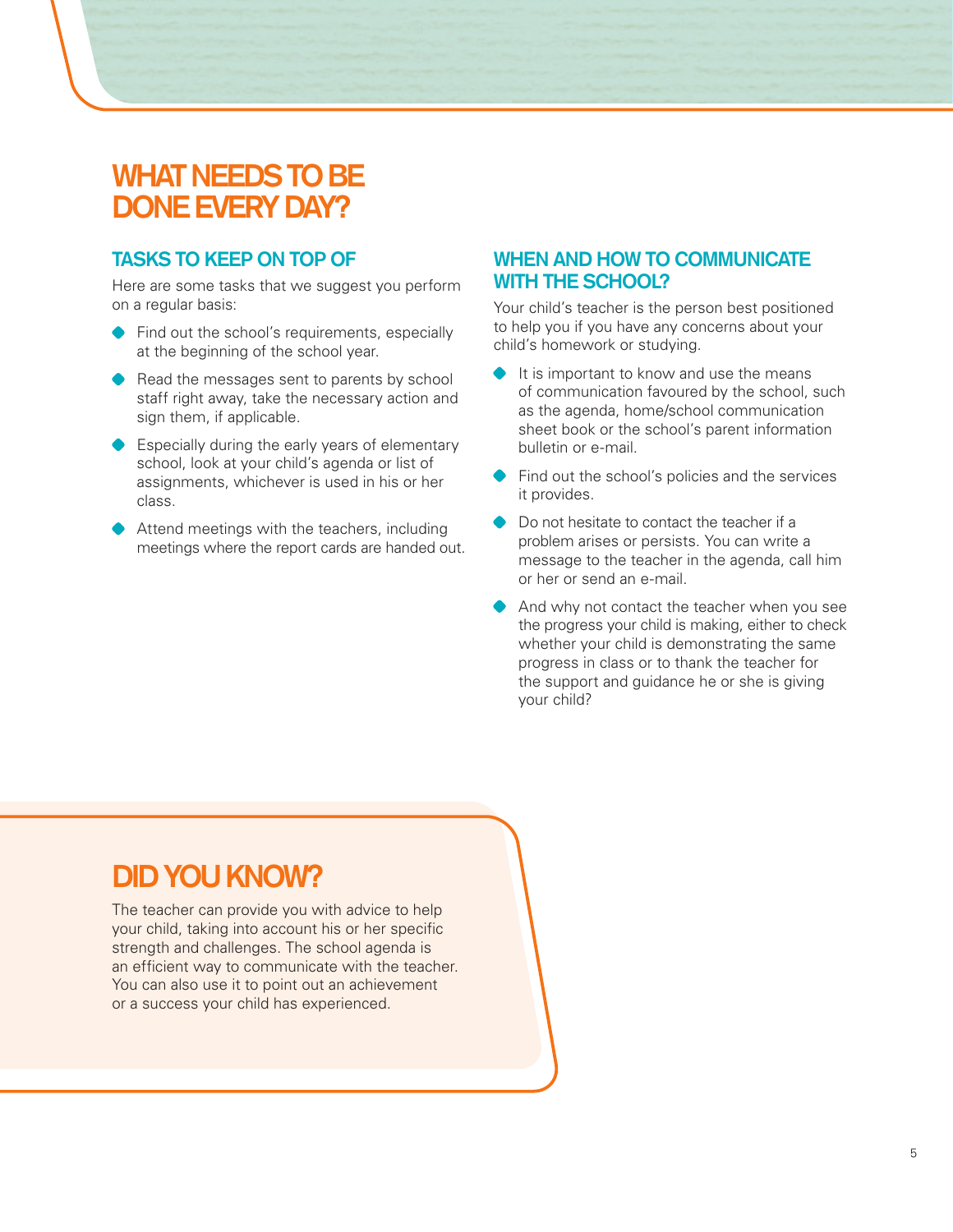# WHAT NEEDS TO BE DONE EVERY DAY?

## TASKS TO KEEP ON TOP OF

Here are some tasks that we suggest you perform on a regular basis:

- Find out the school's requirements, especially at the beginning of the school year.
- Read the messages sent to parents by school staff right away, take the necessary action and sign them, if applicable.
- Especially during the early years of elementary school, look at your child's agenda or list of assignments, whichever is used in his or her class.
- Attend meetings with the teachers, including meetings where the report cards are handed out.

## WHEN AND HOW TO COMMUNICATE WITH THE SCHOOL?

Your child's teacher is the person best positioned to help you if you have any concerns about your child's homework or studying.

- It is important to know and use the means of communication favoured by the school, such as the agenda, home/school communication sheet book or the school's parent information bulletin or e-mail.
- Find out the school's policies and the services it provides.
- Do not hesitate to contact the teacher if a problem arises or persists. You can write a message to the teacher in the agenda, call him or her or send an e-mail.
- And why not contact the teacher when you see the progress your child is making, either to check whether your child is demonstrating the same progress in class or to thank the teacher for the support and guidance he or she is giving your child?

# DID YOU KNOW?

The teacher can provide you with advice to help your child, taking into account his or her specific strength and challenges. The school agenda is an efficient way to communicate with the teacher. You can also use it to point out an achievement or a success your child has experienced.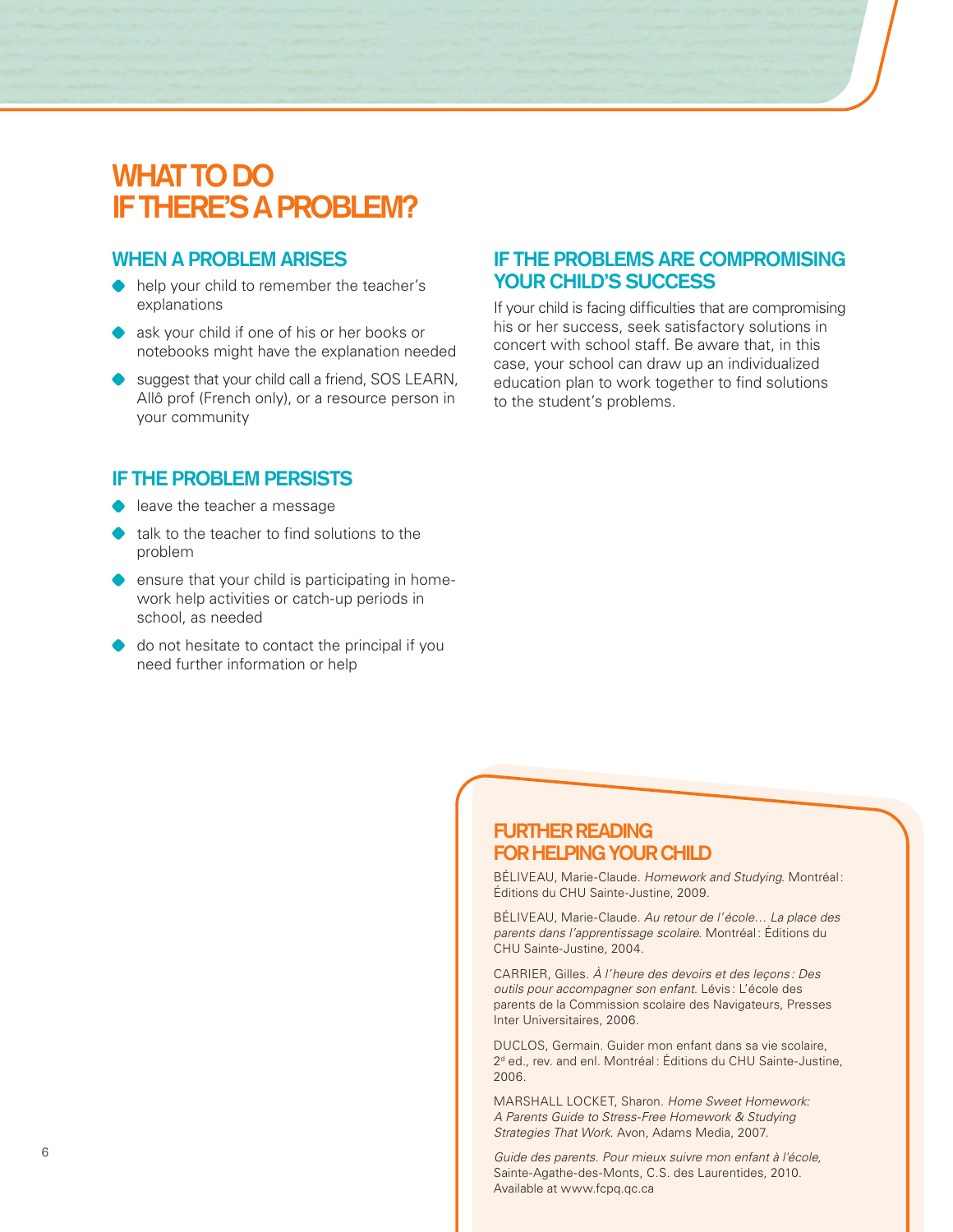# WHAT TO DO IF THERE'S A PROBLEM?

## WHEN A PROBLEM ARISES

- help your child to remember the teacher's explanations
- ask your child if one of his or her books or notebooks might have the explanation needed
- suggest that your child call a friend, SOS LEARN, Allô prof (French only), or a resource person in your community

## IF THE PROBLEM PERSISTS

- leave the teacher a message
- talk to the teacher to find solutions to the problem
- ensure that your child is participating in homework help activities or catch-up periods in school, as needed
- do not hesitate to contact the principal if you need further information or help

## IF THE PROBLEMS ARE COMPROMISING YOUR CHILD'S SUCCESS

If your child is facing difficulties that are compromising his or her success, seek satisfactory solutions in concert with school staff. Be aware that, in this case, your school can draw up an individualized education plan to work together to find solutions to the student's problems.

## FURTHER READING FOR HELPING YOUR CHILD

BÉLIVEAU, Marie-Claude. *Homework and Studying*. Montréal: Éditions du CHU Sainte-Justine, 2009.

BÉLIVEAU, Marie-Claude. *Au retour de l'école… La place des parents dans l'apprentissage scolaire*. Montréal: Éditions du CHU Sainte-Justine, 2004.

CARRIER, Gilles. *À l'heure des devoirs et des leçons: Des outils pour accompagner son enfant.* Lévis: L'école des parents de la Commission scolaire des Navigateurs, Presses Inter Universitaires, 2006.

DUCLOS, Germain. Guider mon enfant dans sa vie scolaire, 2d ed., rev. and enl. Montréal: Éditions du CHU Sainte-Justine, 2006.

MARSHALL LOCKET, Sharon. *Home Sweet Homework: A Parents Guide to Stress-Free Homework & Studying Strategies That Work.* Avon, Adams Media, 2007.

*Guide des parents. Pour mieux suivre mon enfant à l'école,* Sainte-Agathe-des-Monts, C.S. des Laurentides, 2010. Available at www.fcpq.qc.ca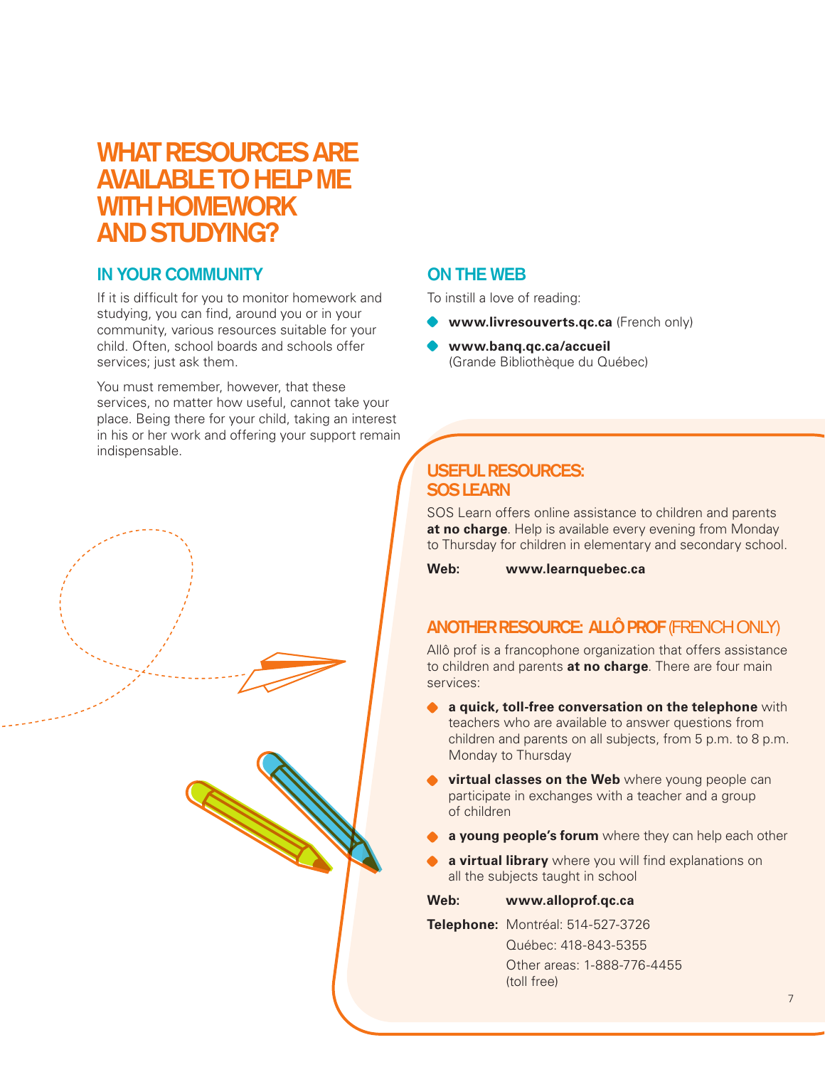# WHAT RESOURCES ARE AVAILABLE TO HELP ME WITH HOMEWORK AND STUDYING?

## IN YOUR COMMUNITY

If it is difficult for you to monitor homework and studying, you can find, around you or in your community, various resources suitable for your child. Often, school boards and schools offer services; just ask them.

You must remember, however, that these services, no matter how useful, cannot take your place. Being there for your child, taking an interest in his or her work and offering your support remain indispensable.

## ON THE WEB

To instill a love of reading:

- **www.livresouverts.qc.ca** (French only)
- **www.banq.qc.ca/accueil** (Grande Bibliothèque du Québec)

### USEFUL RESOURCES: SOS LEARN

SOS Learn offers online assistance to children and parents **at no charge**. Help is available every evening from Monday to Thursday for children in elementary and secondary school.

**Web:** **www.learnquebec.ca**

### ANOTHER RESOURCE: ALLÔ PROF (FRENCH ONLY)

Allô prof is a francophone organization that offers assistance to children and parents **at no charge**. There are four main services:

- **a quick, toll-free conversation on the telephone** with teachers who are available to answer questions from children and parents on all subjects, from 5 p.m. to 8 p.m. Monday to Thursday
- **virtual classes on the Web** where young people can participate in exchanges with a teacher and a group of children
- **a young people's forum** where they can help each other
- **a virtual library** where you will find explanations on all the subjects taught in school

**Web:** **www.alloprof.qc.ca**

**Telephone:** Montréal: 514-527-3726
Québec: 418-843-5355
Other areas: 1-888-776-4455 (toll free)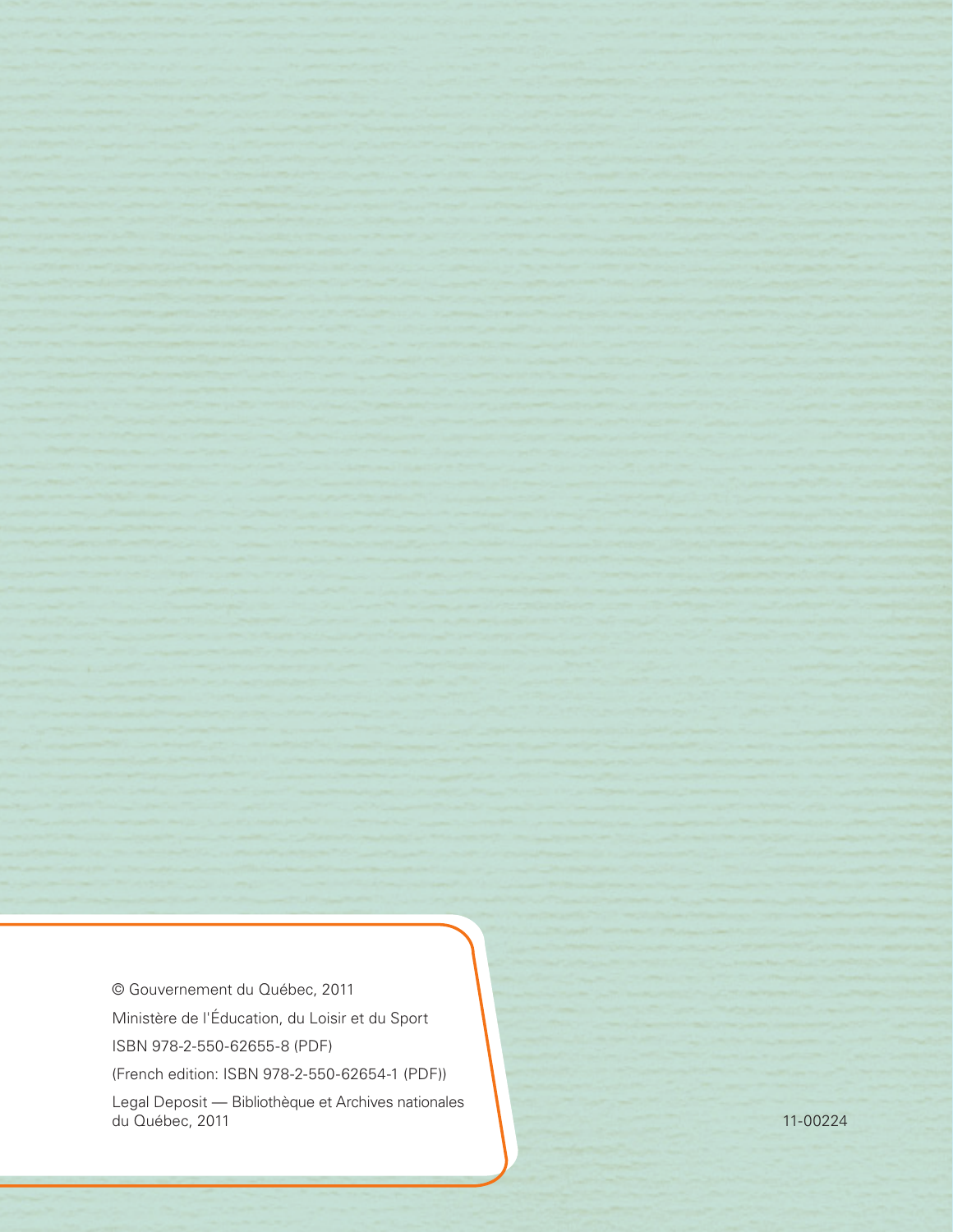© Gouvernement du Québec, 2011

Ministère de l'Éducation, du Loisir et du Sport

ISBN 978-2-550-62655-8 (PDF)

(French edition: ISBN 978-2-550-62654-1 (PDF))

Legal Deposit — Bibliothèque et Archives nationales du Québec, 2011

11-00224